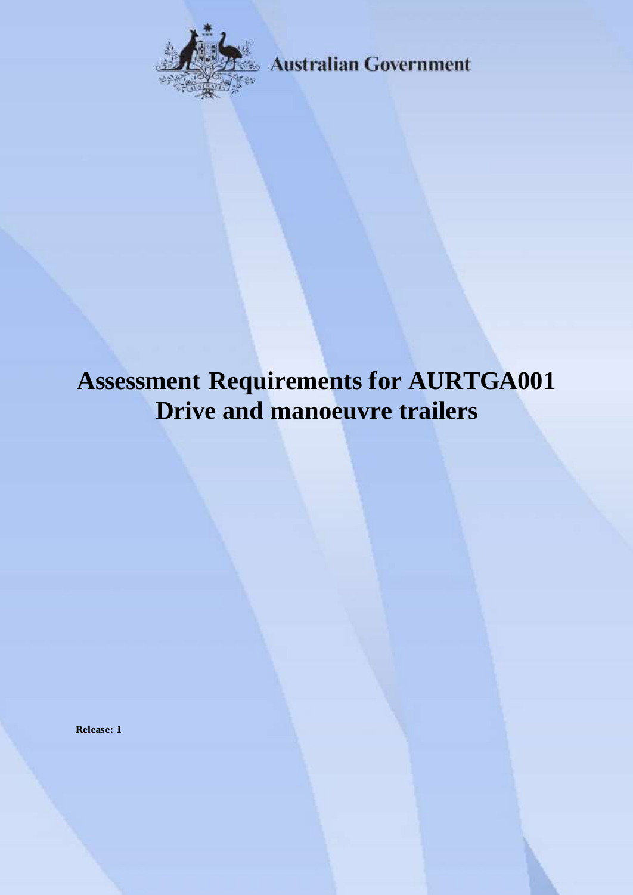Australian Government

# Assessment Requirements for AURTGA001 Drive and manoeuvre trailers

**Release: 1**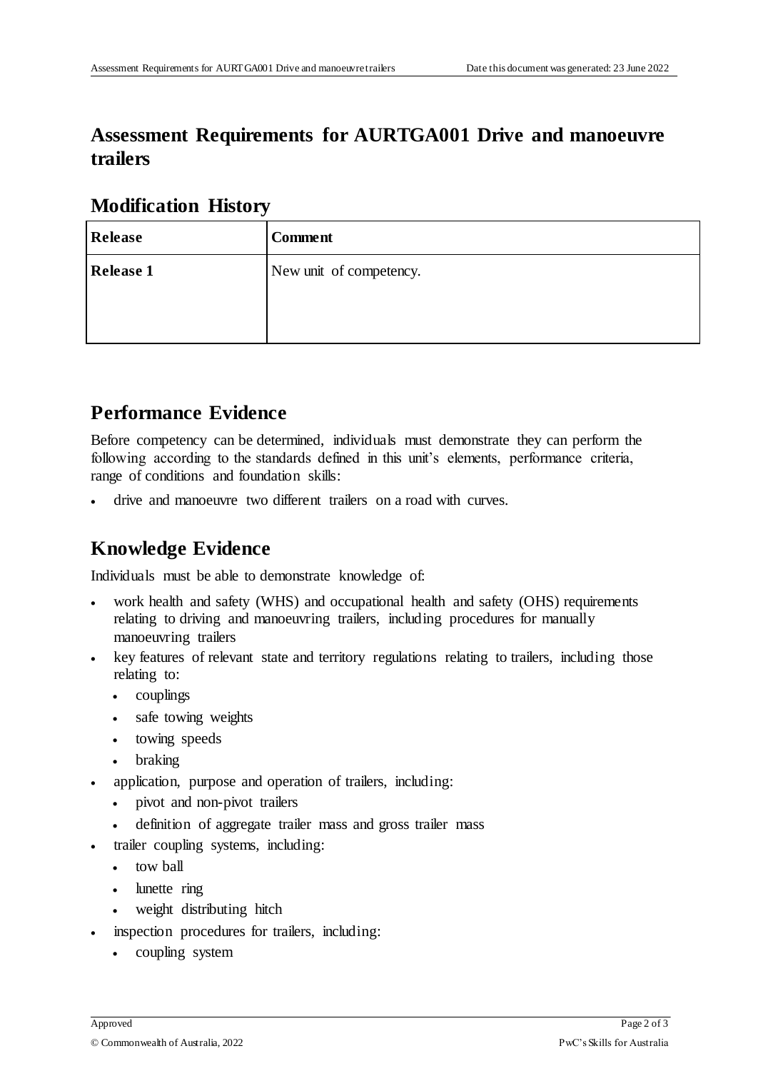# Assessment Requirements for AURTGA001 Drive and manoeuvre trailers

## Modification History

| Release | Comment |
|---|---|
| **Release 1** | New unit of competency. |

## Performance Evidence

Before competency can be determined, individuals must demonstrate they can perform the following according to the standards defined in this unit's elements, performance criteria, range of conditions and foundation skills:

- drive and manoeuvre two different trailers on a road with curves.

## Knowledge Evidence

Individuals must be able to demonstrate knowledge of:

- work health and safety (WHS) and occupational health and safety (OHS) requirements relating to driving and manoeuvring trailers, including procedures for manually manoeuvring trailers
- key features of relevant state and territory regulations relating to trailers, including those relating to:
  - couplings
  - safe towing weights
  - towing speeds
  - braking
- application, purpose and operation of trailers, including:
  - pivot and non-pivot trailers
  - definition of aggregate trailer mass and gross trailer mass
- trailer coupling systems, including:
  - tow ball
  - lunette ring
  - weight distributing hitch
- inspection procedures for trailers, including:
  - coupling system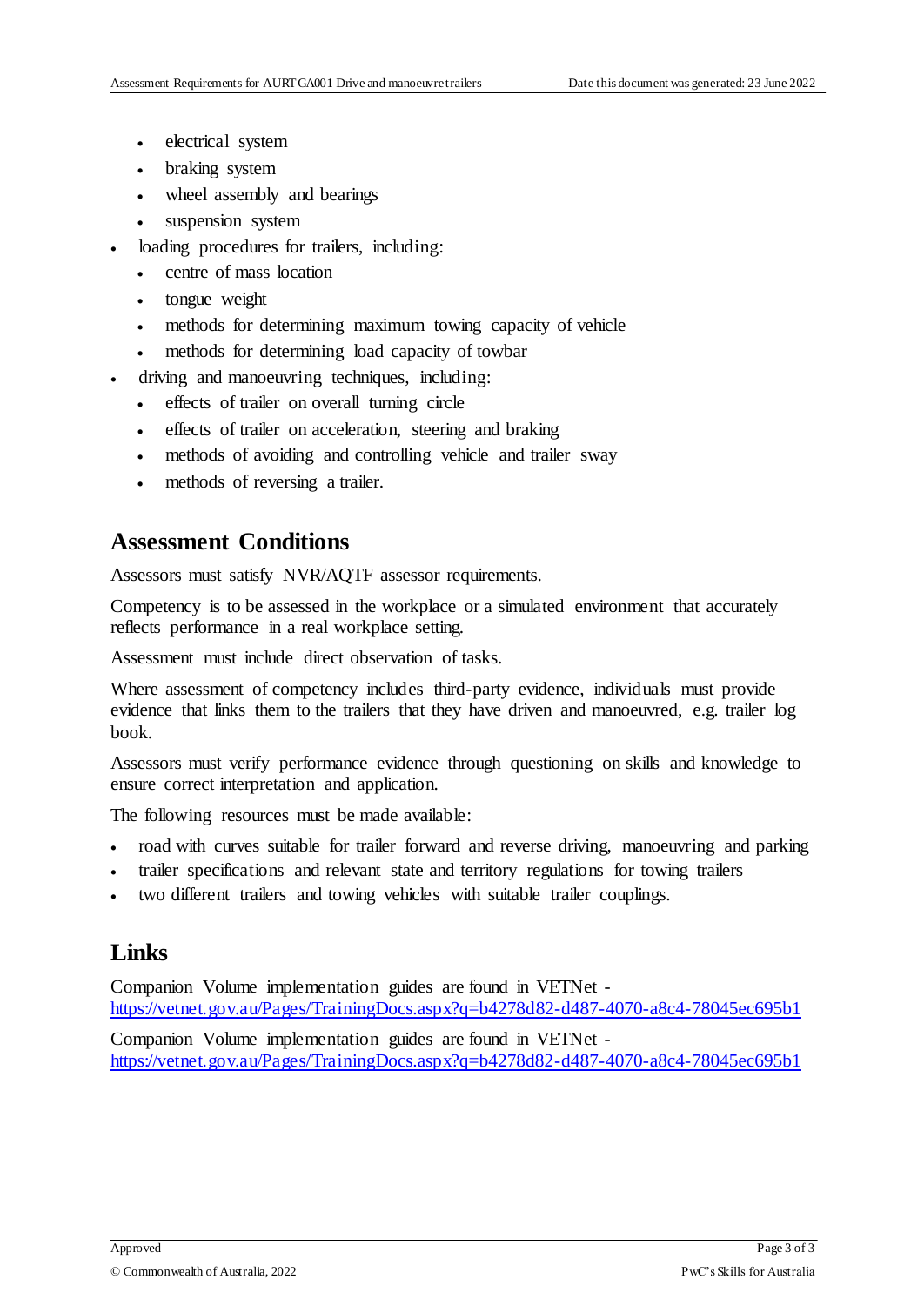- electrical system
  - braking system
  - wheel assembly and bearings
  - suspension system
- loading procedures for trailers, including:
  - centre of mass location
  - tongue weight
  - methods for determining maximum towing capacity of vehicle
  - methods for determining load capacity of towbar
- driving and manoeuvring techniques, including:
  - effects of trailer on overall turning circle
  - effects of trailer on acceleration, steering and braking
  - methods of avoiding and controlling vehicle and trailer sway
  - methods of reversing a trailer.

## Assessment Conditions

Assessors must satisfy NVR/AQTF assessor requirements.

Competency is to be assessed in the workplace or a simulated environment that accurately reflects performance in a real workplace setting.

Assessment must include direct observation of tasks.

Where assessment of competency includes third-party evidence, individuals must provide evidence that links them to the trailers that they have driven and manoeuvred, e.g. trailer log book.

Assessors must verify performance evidence through questioning on skills and knowledge to ensure correct interpretation and application.

The following resources must be made available:

- road with curves suitable for trailer forward and reverse driving, manoeuvring and parking
- trailer specifications and relevant state and territory regulations for towing trailers
- two different trailers and towing vehicles with suitable trailer couplings.

## Links

Companion Volume implementation guides are found in VETNet - https://vetnet.gov.au/Pages/TrainingDocs.aspx?q=b4278d82-d487-4070-a8c4-78045ec695b1

Companion Volume implementation guides are found in VETNet - https://vetnet.gov.au/Pages/TrainingDocs.aspx?q=b4278d82-d487-4070-a8c4-78045ec695b1